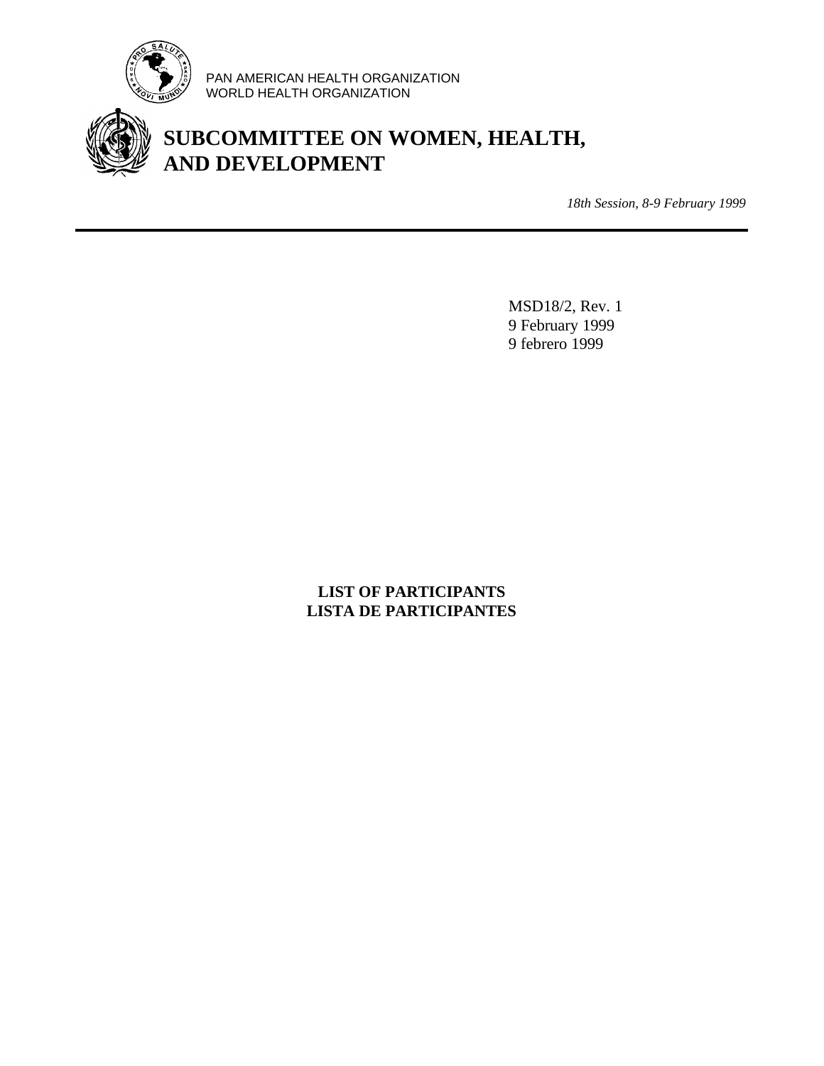PAN AMERICAN HEALTH ORGANIZATION
WORLD HEALTH ORGANIZATION

# SUBCOMMITTEE ON WOMEN, HEALTH, AND DEVELOPMENT

*18th Session, 8-9 February 1999*

---

MSD18/2, Rev. 1
9 February 1999
9 febrero 1999

**LIST OF PARTICIPANTS**
**LISTA DE PARTICIPANTES**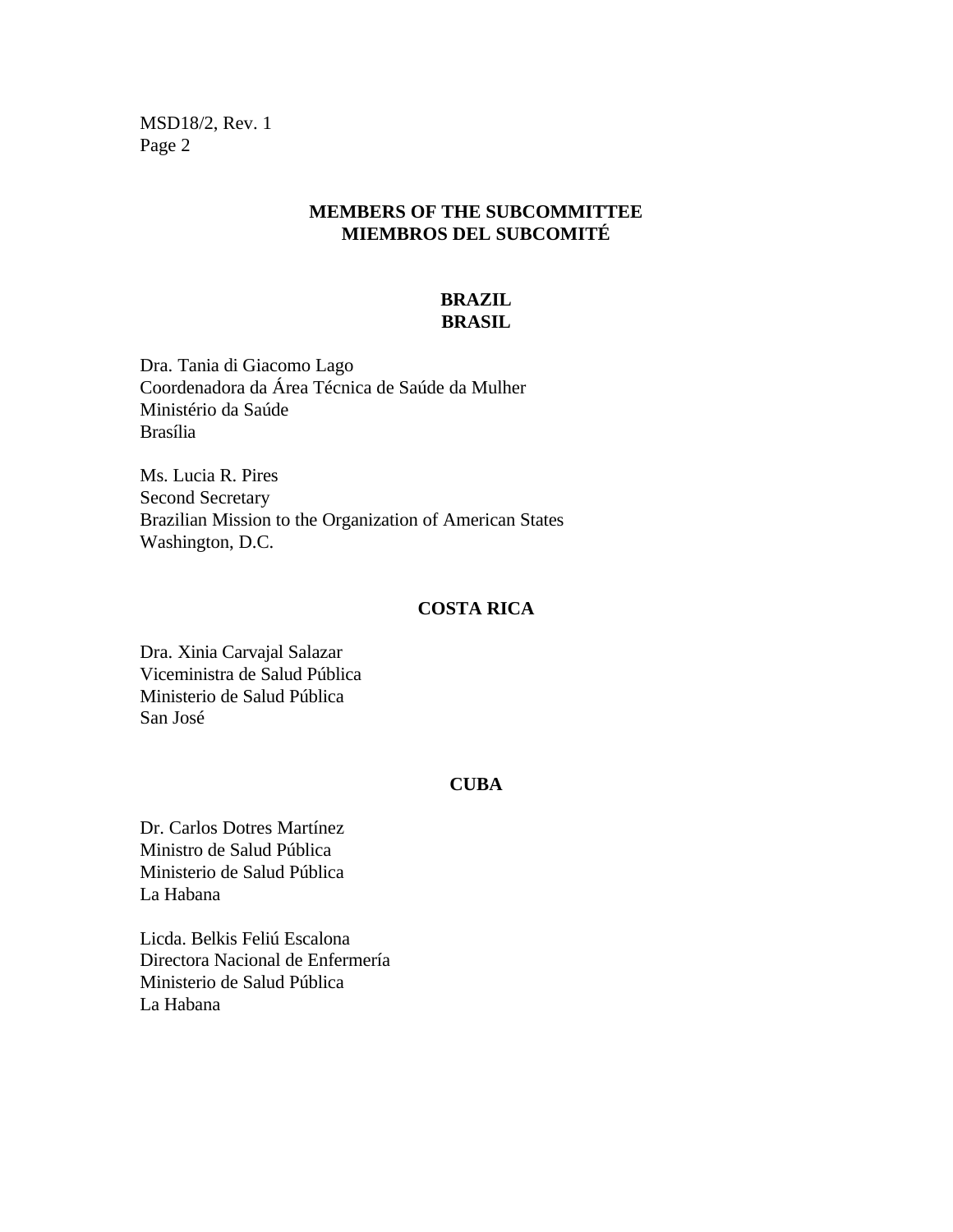## MEMBERS OF THE SUBCOMMITTEE
## MIEMBROS DEL SUBCOMITÉ

### BRAZIL
### BRASIL

Dra. Tania di Giacomo Lago
Coordenadora da Área Técnica de Saúde da Mulher
Ministério da Saúde
Brasília

Ms. Lucia R. Pires
Second Secretary
Brazilian Mission to the Organization of American States
Washington, D.C.

### COSTA RICA

Dra. Xinia Carvajal Salazar
Viceministra de Salud Pública
Ministerio de Salud Pública
San José

### CUBA

Dr. Carlos Dotres Martínez
Ministro de Salud Pública
Ministerio de Salud Pública
La Habana

Licda. Belkis Feliú Escalona
Directora Nacional de Enfermería
Ministerio de Salud Pública
La Habana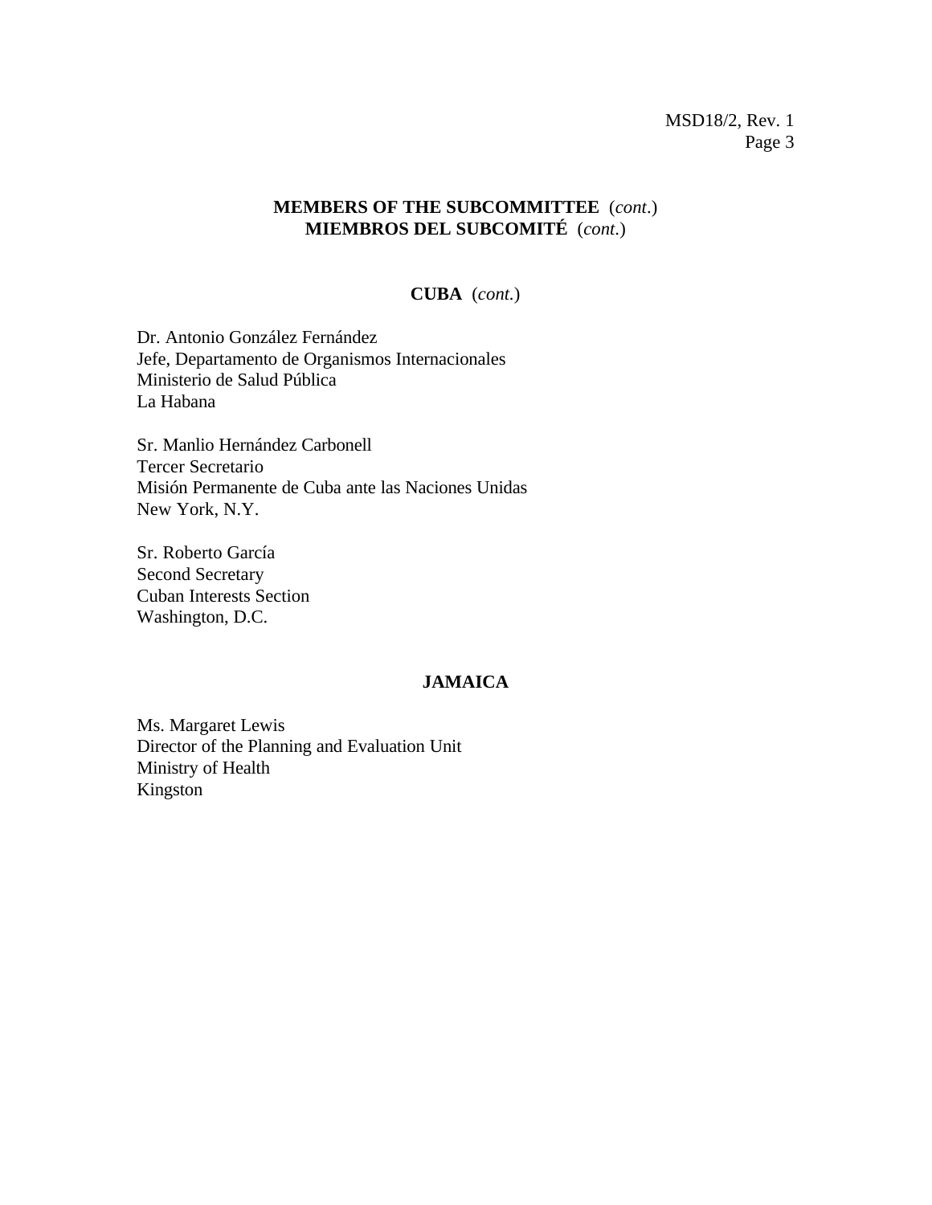**MEMBERS OF THE SUBCOMMITTEE** (*cont*.)
**MIEMBROS DEL SUBCOMITÉ** (*cont*.)

**CUBA** (*cont.*)

Dr. Antonio González Fernández
Jefe, Departamento de Organismos Internacionales
Ministerio de Salud Pública
La Habana

Sr. Manlio Hernández Carbonell
Tercer Secretario
Misión Permanente de Cuba ante las Naciones Unidas
New York, N.Y.

Sr. Roberto García
Second Secretary
Cuban Interests Section
Washington, D.C.

**JAMAICA**

Ms. Margaret Lewis
Director of the Planning and Evaluation Unit
Ministry of Health
Kingston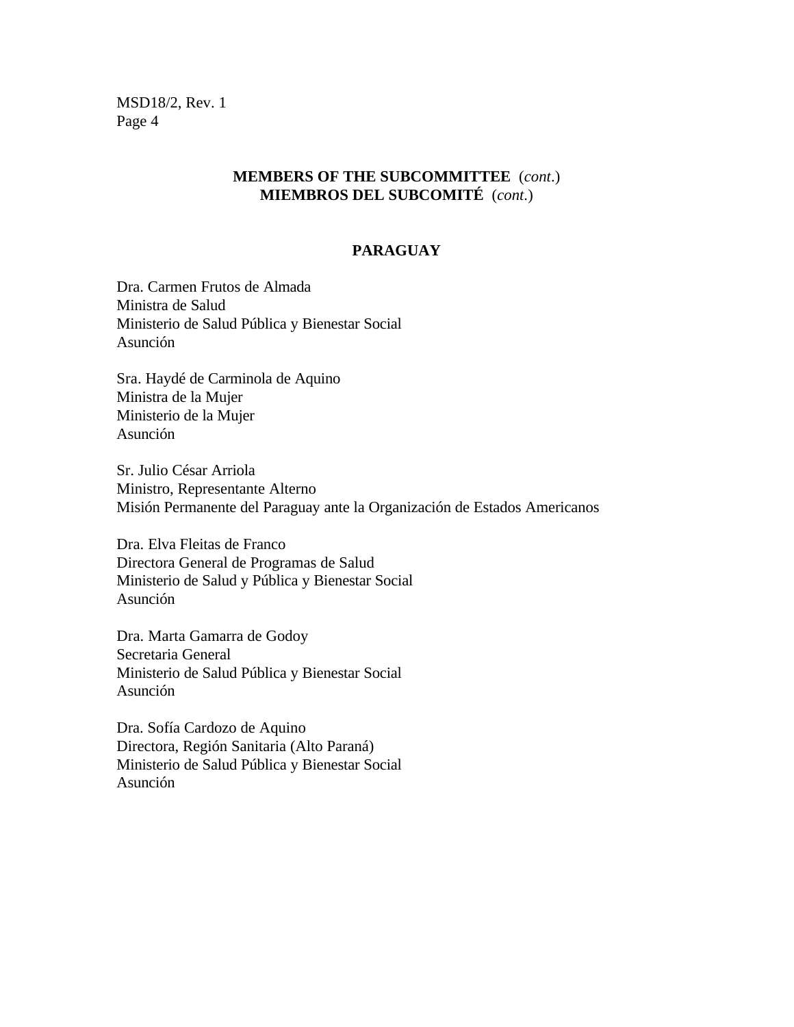**MEMBERS OF THE SUBCOMMITTEE** (*cont*.)
**MIEMBROS DEL SUBCOMITÉ** (*cont*.)

**PARAGUAY**

Dra. Carmen Frutos de Almada
Ministra de Salud
Ministerio de Salud Pública y Bienestar Social
Asunción

Sra. Haydé de Carminola de Aquino
Ministra de la Mujer
Ministerio de la Mujer
Asunción

Sr. Julio César Arriola
Ministro, Representante Alterno
Misión Permanente del Paraguay ante la Organización de Estados Americanos

Dra. Elva Fleitas de Franco
Directora General de Programas de Salud
Ministerio de Salud y Pública y Bienestar Social
Asunción

Dra. Marta Gamarra de Godoy
Secretaria General
Ministerio de Salud Pública y Bienestar Social
Asunción

Dra. Sofía Cardozo de Aquino
Directora, Región Sanitaria (Alto Paraná)
Ministerio de Salud Pública y Bienestar Social
Asunción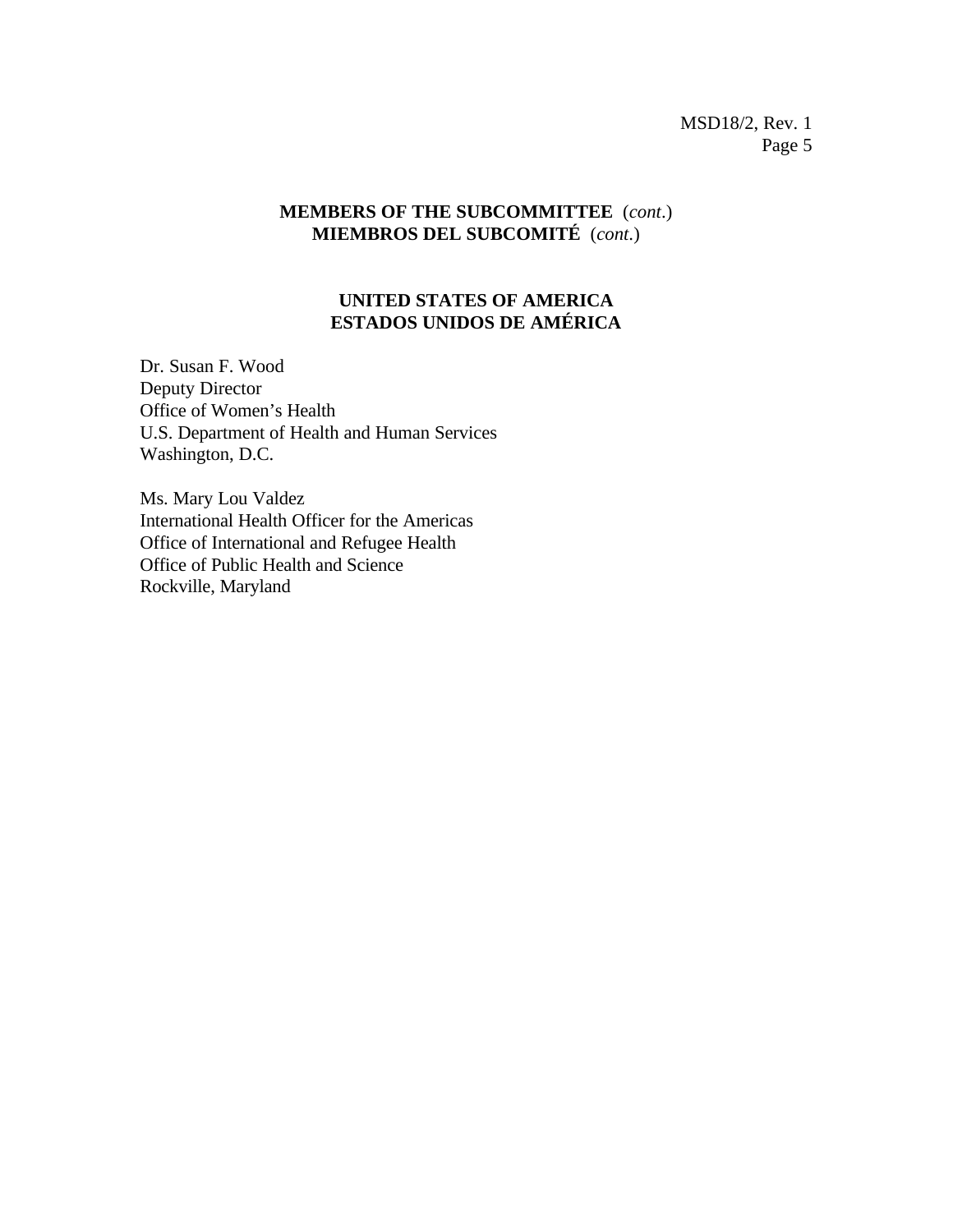**MEMBERS OF THE SUBCOMMITTEE** (*cont*.)
**MIEMBROS DEL SUBCOMITÉ** (*cont*.)

## UNITED STATES OF AMERICA
## ESTADOS UNIDOS DE AMÉRICA

Dr. Susan F. Wood
Deputy Director
Office of Women's Health
U.S. Department of Health and Human Services
Washington, D.C.

Ms. Mary Lou Valdez
International Health Officer for the Americas
Office of International and Refugee Health
Office of Public Health and Science
Rockville, Maryland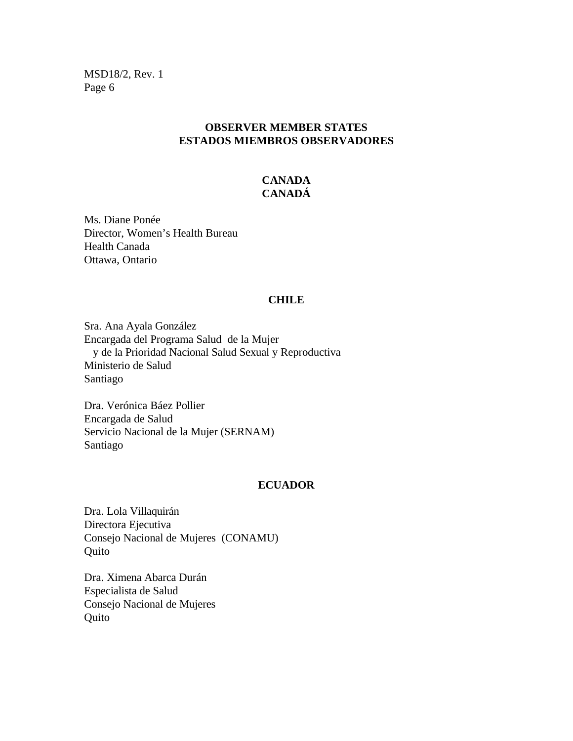## OBSERVER MEMBER STATES
## ESTADOS MIEMBROS OBSERVADORES

### CANADA
### CANADÁ

Ms. Diane Ponée
Director, Women's Health Bureau
Health Canada
Ottawa, Ontario

### CHILE

Sra. Ana Ayala González
Encargada del Programa Salud de la Mujer
y de la Prioridad Nacional Salud Sexual y Reproductiva
Ministerio de Salud
Santiago

Dra. Verónica Báez Pollier
Encargada de Salud
Servicio Nacional de la Mujer (SERNAM)
Santiago

### ECUADOR

Dra. Lola Villaquirán
Directora Ejecutiva
Consejo Nacional de Mujeres (CONAMU)
Quito

Dra. Ximena Abarca Durán
Especialista de Salud
Consejo Nacional de Mujeres
Quito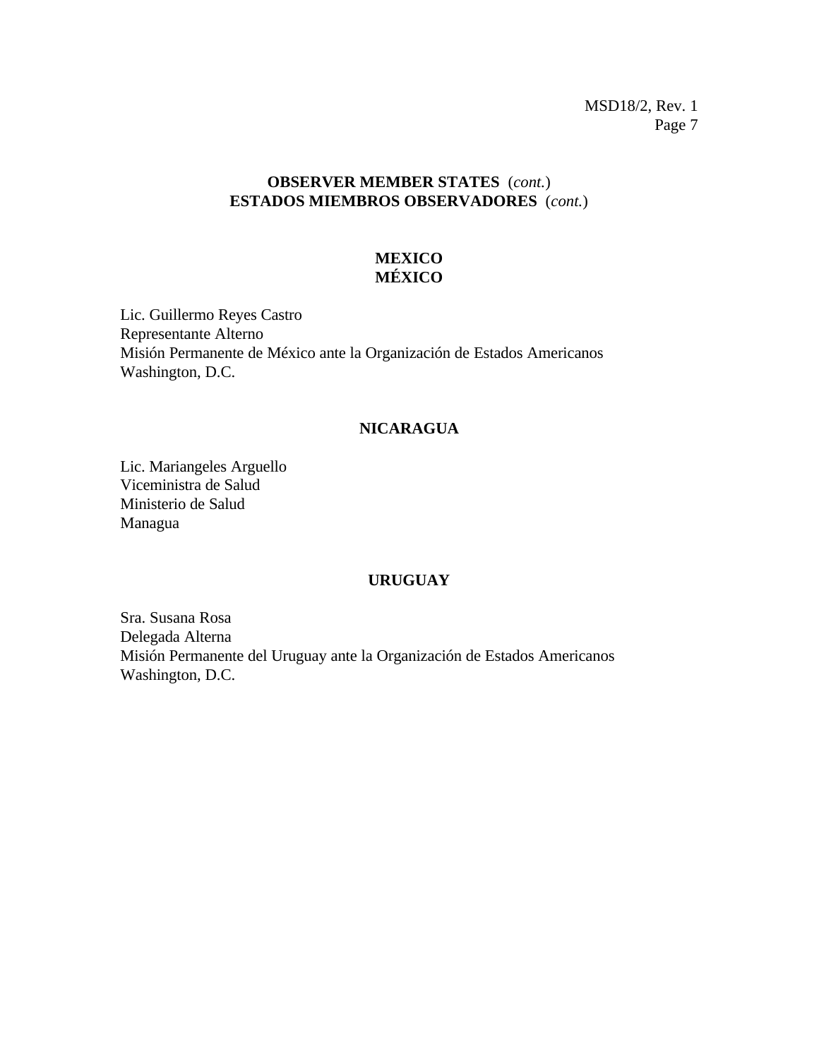## OBSERVER MEMBER STATES (*cont.*)
## ESTADOS MIEMBROS OBSERVADORES (*cont.*)

### MEXICO
### MÉXICO

Lic. Guillermo Reyes Castro
Representante Alterno
Misión Permanente de México ante la Organización de Estados Americanos
Washington, D.C.

### NICARAGUA

Lic. Mariangeles Arguello
Viceministra de Salud
Ministerio de Salud
Managua

### URUGUAY

Sra. Susana Rosa
Delegada Alterna
Misión Permanente del Uruguay ante la Organización de Estados Americanos
Washington, D.C.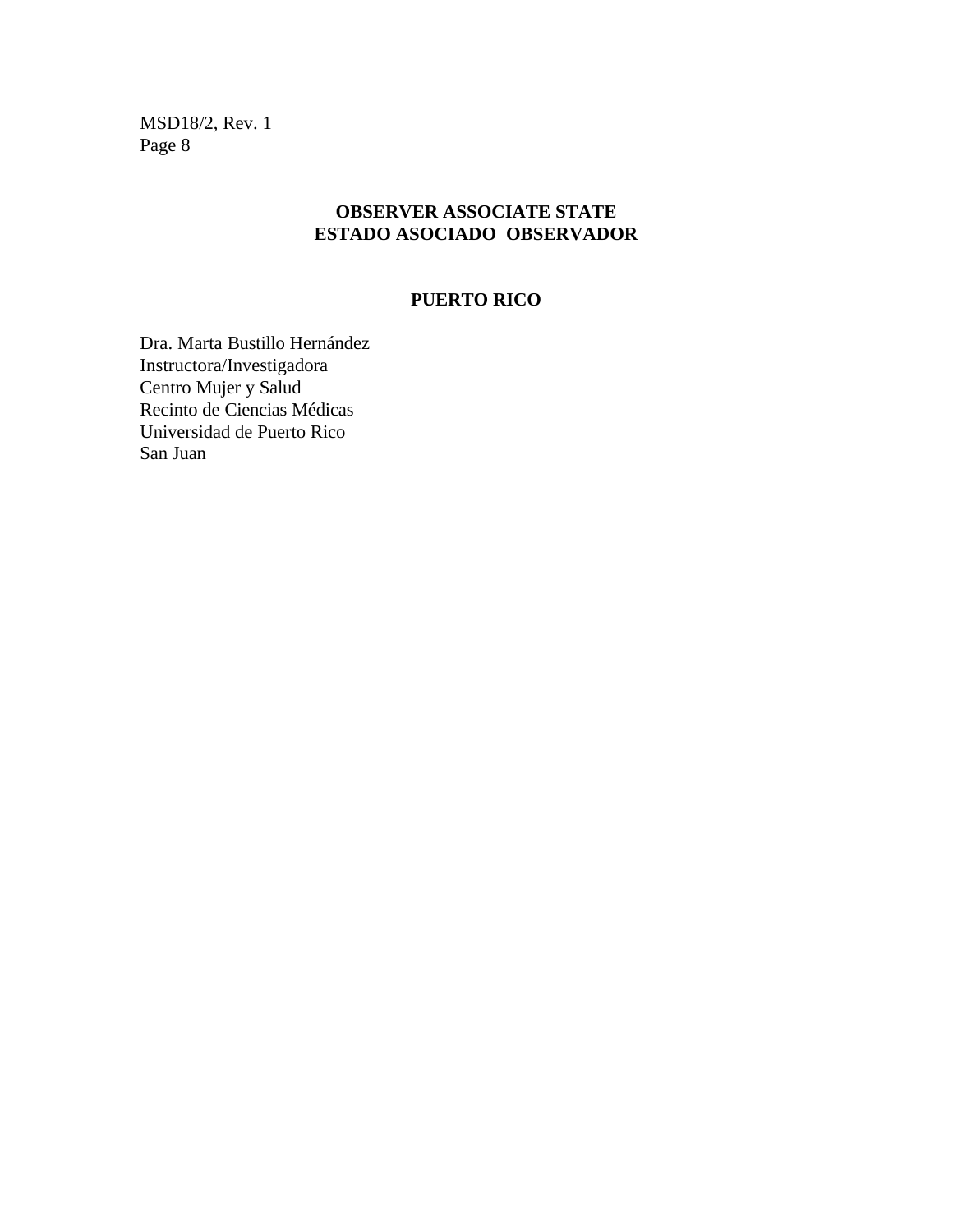## OBSERVER ASSOCIATE STATE
## ESTADO ASOCIADO OBSERVADOR

### PUERTO RICO

Dra. Marta Bustillo Hernández
Instructora/Investigadora
Centro Mujer y Salud
Recinto de Ciencias Médicas
Universidad de Puerto Rico
San Juan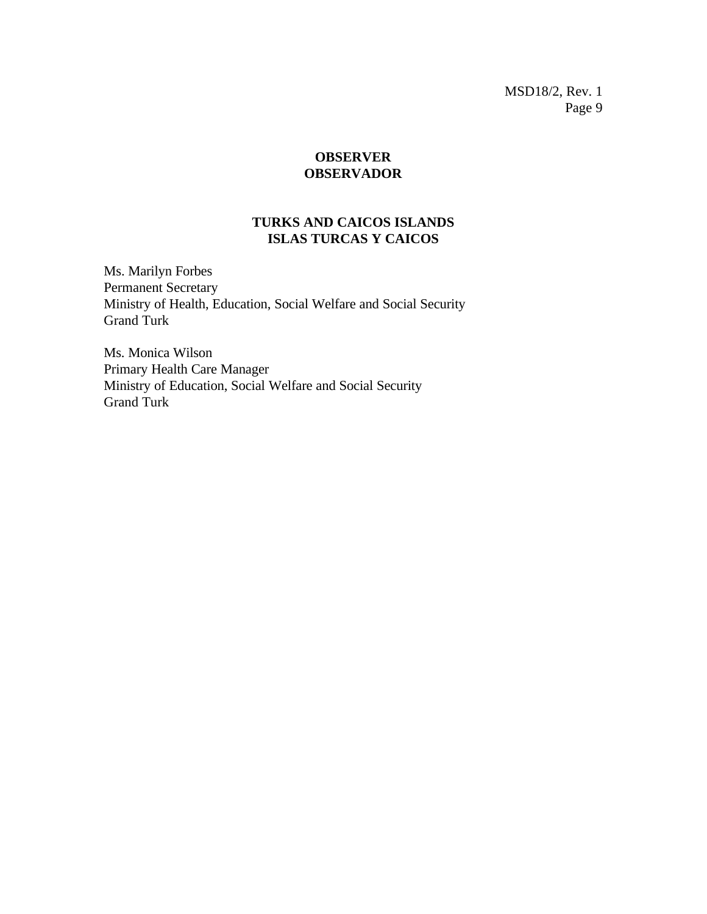## OBSERVER
## OBSERVADOR

### TURKS AND CAICOS ISLANDS
### ISLAS TURCAS Y CAICOS

Ms. Marilyn Forbes
Permanent Secretary
Ministry of Health, Education, Social Welfare and Social Security
Grand Turk

Ms. Monica Wilson
Primary Health Care Manager
Ministry of Education, Social Welfare and Social Security
Grand Turk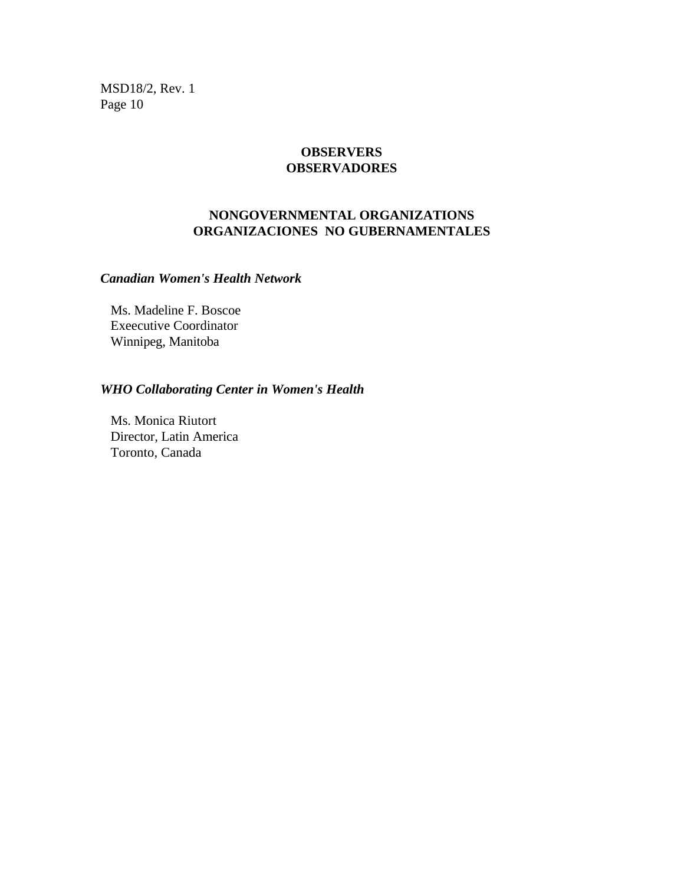## OBSERVERS
## OBSERVADORES

### NONGOVERNMENTAL ORGANIZATIONS
### ORGANIZACIONES NO GUBERNAMENTALES

***Canadian Women's Health Network***

Ms. Madeline F. Boscoe
Exeecutive Coordinator
Winnipeg, Manitoba

***WHO Collaborating Center in Women's Health***

Ms. Monica Riutort
Director, Latin America
Toronto, Canada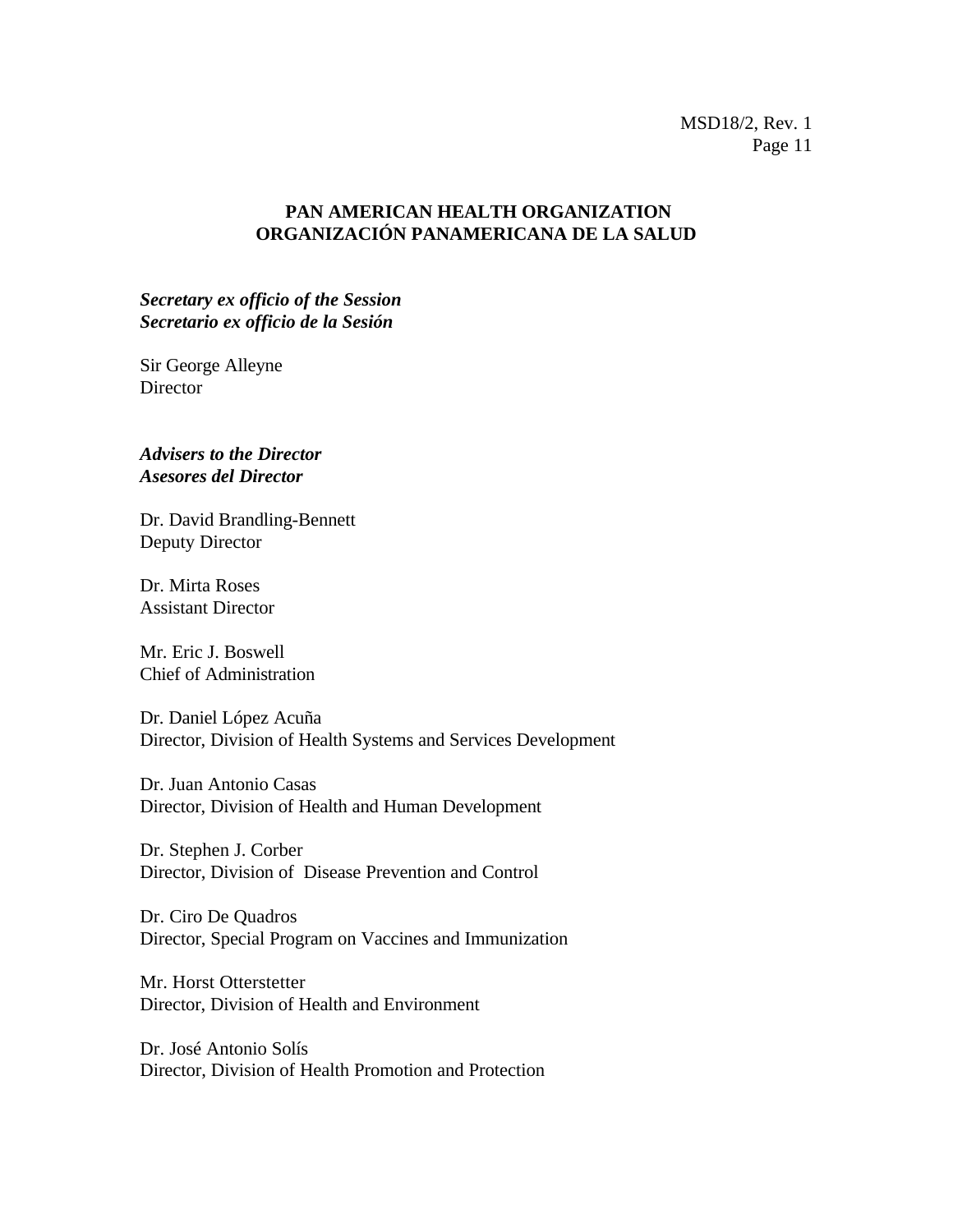**PAN AMERICAN HEALTH ORGANIZATION**
**ORGANIZACIÓN PANAMERICANA DE LA SALUD**

***Secretary ex officio of the Session***
***Secretario ex officio de la Sesión***

Sir George Alleyne
Director

***Advisers to the Director***
***Asesores del Director***

Dr. David Brandling-Bennett
Deputy Director

Dr. Mirta Roses
Assistant Director

Mr. Eric J. Boswell
Chief of Administration

Dr. Daniel López Acuña
Director, Division of Health Systems and Services Development

Dr. Juan Antonio Casas
Director, Division of Health and Human Development

Dr. Stephen J. Corber
Director, Division of Disease Prevention and Control

Dr. Ciro De Quadros
Director, Special Program on Vaccines and Immunization

Mr. Horst Otterstetter
Director, Division of Health and Environment

Dr. José Antonio Solís
Director, Division of Health Promotion and Protection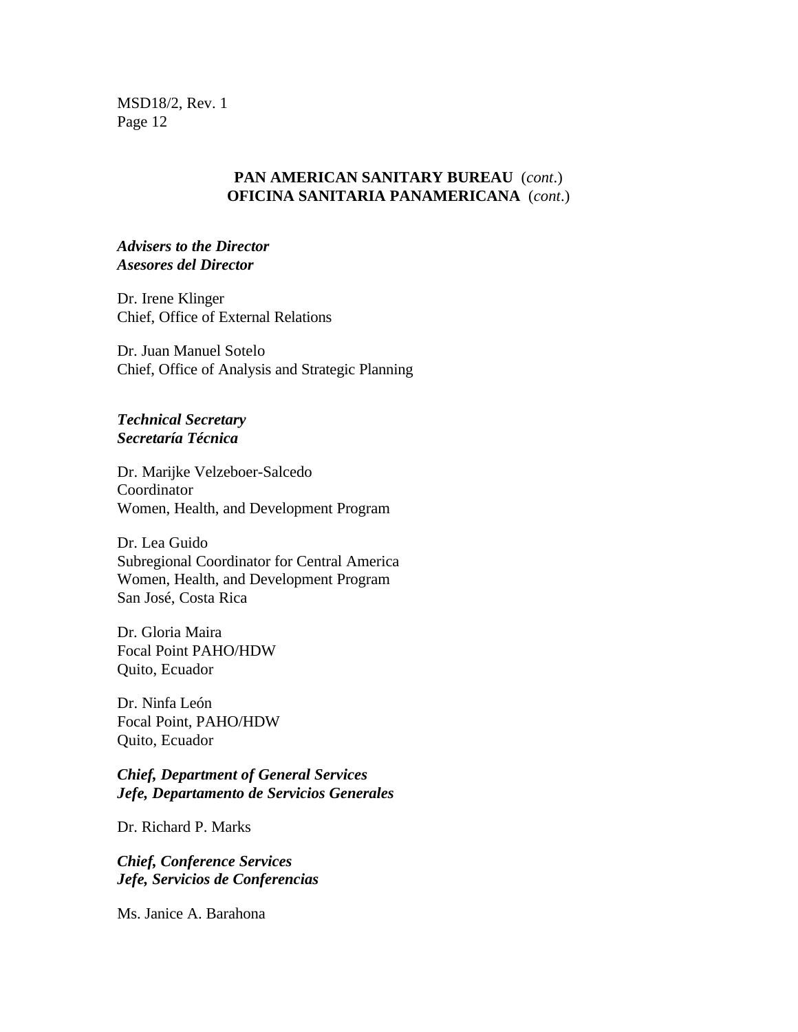**PAN AMERICAN SANITARY BUREAU** (*cont*.)
**OFICINA SANITARIA PANAMERICANA** (*cont*.)

***Advisers to the Director***
***Asesores del Director***

Dr. Irene Klinger
Chief, Office of External Relations

Dr. Juan Manuel Sotelo
Chief, Office of Analysis and Strategic Planning

***Technical Secretary***
***Secretaría Técnica***

Dr. Marijke Velzeboer-Salcedo
Coordinator
Women, Health, and Development Program

Dr. Lea Guido
Subregional Coordinator for Central America
Women, Health, and Development Program
San José, Costa Rica

Dr. Gloria Maira
Focal Point PAHO/HDW
Quito, Ecuador

Dr. Ninfa León
Focal Point, PAHO/HDW
Quito, Ecuador

***Chief, Department of General Services***
***Jefe, Departamento de Servicios Generales***

Dr. Richard P. Marks

***Chief, Conference Services***
***Jefe, Servicios de Conferencias***

Ms. Janice A. Barahona